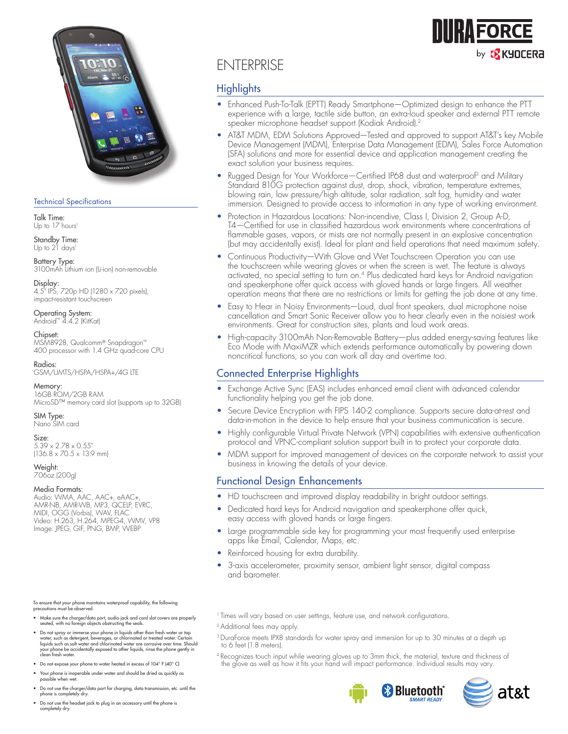# DURAFORCE by KYOCERA

# ENTERPRISE

## Highlights

- Enhanced Push-To-Talk (EPTT) Ready Smartphone—Optimized design to enhance the PTT experience with a large, tactile side button, an extra-loud speaker and external PTT remote speaker microphone headset support (Kodiak Android).[2]
- AT&T MDM, EDM Solutions Approved—Tested and approved to support AT&T's key Mobile Device Management (MDM), Enterprise Data Management (EDM), Sales Force Automation (SFA) solutions and more for essential device and application management creating the exact solution your business requires.
- Rugged Design for Your Workforce—Certified IP68 dust and waterproof[3] and Military Standard 810G protection against dust, drop, shock, vibration, temperature extremes, blowing rain, low pressure/high altitude, solar radiation, salt fog, humidity and water immersion. Designed to provide access to information in any type of working environment.
- Protection in Hazardous Locations: Non-incendive, Class I, Division 2, Group A-D, T4—Certified for use in classified hazardous work environments where concentrations of flammable gases, vapors, or mists are not normally present in an explosive concentration (but may accidentally exist). Ideal for plant and field operations that need maximum safety.
- Continuous Productivity—With Glove and Wet Touchscreen Operation you can use the touchscreen while wearing gloves or when the screen is wet. The feature is always activated, no special setting to turn on.[4] Plus dedicated hard keys for Android navigation and speakerphone offer quick access with gloved hands or large fingers. All weather operation means that there are no restrictions or limits for getting the job done at any time.
- Easy to Hear in Noisy Environments—Loud, dual front speakers, dual microphone noise cancellation and Smart Sonic Receiver allow you to hear clearly even in the noisiest work environments. Great for construction sites, plants and loud work areas.
- High-capacity 3100mAh Non-Removable Battery—plus added energy-saving features like Eco Mode with MaxiMZR which extends performance automatically by powering down noncritical functions, so you can work all day and overtime too.

## Connected Enterprise Highlights

- Exchange Active Sync (EAS) includes enhanced email client with advanced calendar functionality helping you get the job done.
- Secure Device Encryption with FIPS 140-2 compliance. Supports secure data-at-rest and data-in-motion in the device to help ensure that your business communication is secure.
- Highly configurable Virtual Private Network (VPN) capabilities with extensive authentication protocol and VPNC-compliant solution support built in to protect your corporate data.
- MDM support for improved management of devices on the corporate network to assist your business in knowing the details of your device.

## Functional Design Enhancements

- HD touchscreen and improved display readability in bright outdoor settings.
- Dedicated hard keys for Android navigation and speakerphone offer quick, easy access with gloved hands or large fingers.
- Large programmable side key for programming your most frequently used enterprise apps like Email, Calendar, Maps, etc.
- Reinforced housing for extra durability.
- 3-axis accelerometer, proximity sensor, ambient light sensor, digital compass and barometer.

## Technical Specifications

**Talk Time:**
Up to 17 hours[1]

**Standby Time:**
Up to 21 days[1]

**Battery Type:**
3100mAh Lithium ion (Li-ion) non-removable

**Display:**
4.5" IPS, 720p HD (1280 x 720 pixels), impact-resistant touchscreen

**Operating System:**
Android™ 4.4.2 (KitKat)

**Chipset:**
MSM8928, Qualcomm® Snapdragon™ 400 processor with 1.4 GHz quad-core CPU

**Radios:**
GSM/UMTS/HSPA/HSPA+/4G LTE

**Memory:**
16GB ROM/2GB RAM
MicroSD™ memory card slot (supports up to 32GB)

**SIM Type:**
Nano SIM card

**Size:**
5.39 x 2.78 x 0.55"
(136.8 x 70.5 x 13.9 mm)

**Weight:**
7.06oz (200g)

**Media Formats:**
Audio: WMA, AAC, AAC+, eAAC+, AMR-NB, AMR-WB, MP3, QCELP, EVRC, MIDI, OGG (Vorbis), WAV, FLAC
Video: H.263, H.264, MPEG4, WMV, VP8
Image: JPEG, GIF, PNG, BMP, WEBP

To ensure that your phone maintains waterproof capability, the following precautions must be observed.

- Make sure the charger/data port, audio jack and card slot covers are properly seated, with no foreign objects obstructing the seals.
- Do not spray or immerse your phone in liquids other than fresh water or tap water, such as detergent, beverages, or chlorinated or treated water. Certain liquids such as salt water and chlorinated water are corrosive over time. Should your phone be accidentally exposed to other liquids, rinse the phone gently in clean fresh water.
- Do not expose your phone to water heated in excess of 104° F (40° C)
- Your phone is inoperable under water and should be dried as quickly as possible when wet.
- Do not use the charger/data port for charging, data transmission, etc. until the phone is completely dry.
- Do not use the headset jack to plug in an accessory until the phone is completely dry.

[1] Times will vary based on user settings, feature use, and network configurations.

[2] Additional fees may apply.

[3] DuraForce meets IPX8 standards for water spray and immersion for up to 30 minutes at a depth up to 6 feet (1.8 meters).

[4] Recognizes touch input while wearing gloves up to 3mm thick, the material, texture and thickness of the glove as well as how it fits your hand will impact performance. Individual results may vary.

Bluetooth® SMART READY

at&t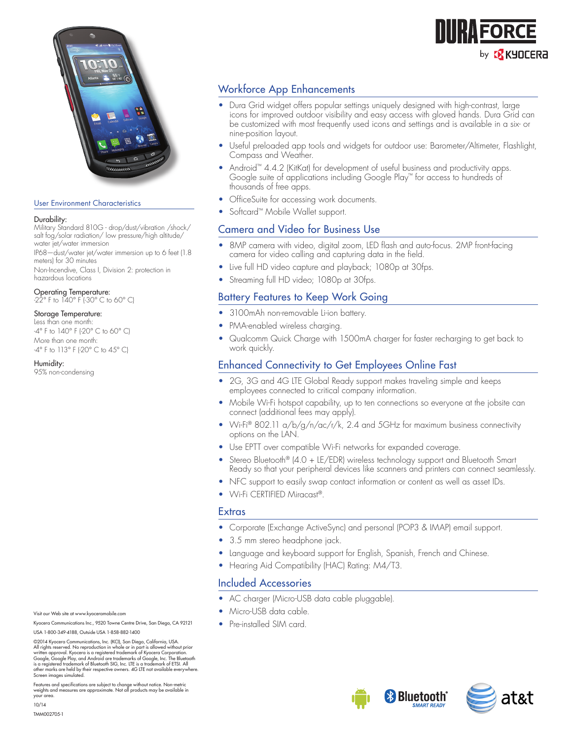DURAFORCE by KYOCERA

## User Environment Characteristics

**Durability:**
Military Standard 810G - drop/dust/vibration /shock/ salt fog/solar radiation/ low pressure/high altitude/ water jet/water immersion

IP68—dust/water jet/water immersion up to 6 feet (1.8 meters) for 30 minutes

Non-Incendive, Class I, Division 2: protection in hazardous locations

**Operating Temperature:**
-22° F to 140° F (-30° C to 60° C)

**Storage Temperature:**
Less than one month:
-4° F to 140° F (-20° C to 60° C)
More than one month:
-4° F to 113° F (-20° C to 45° C)

**Humidity:**
95% non-condensing

## Workforce App Enhancements

- Dura Grid widget offers popular settings uniquely designed with high-contrast, large icons for improved outdoor visibility and easy access with gloved hands. Dura Grid can be customized with most frequently used icons and settings and is available in a six- or nine-position layout.
- Useful preloaded app tools and widgets for outdoor use: Barometer/Altimeter, Flashlight, Compass and Weather.
- Android™ 4.4.2 (KitKat) for development of useful business and productivity apps. Google suite of applications including Google Play™ for access to hundreds of thousands of free apps.
- OfficeSuite for accessing work documents.
- Softcard™ Mobile Wallet support.

## Camera and Video for Business Use

- 8MP camera with video, digital zoom, LED flash and auto-focus. 2MP front-facing camera for video calling and capturing data in the field.
- Live full HD video capture and playback; 1080p at 30fps.
- Streaming full HD video; 1080p at 30fps.

## Battery Features to Keep Work Going

- 3100mAh non-removable Li-ion battery.
- PMA-enabled wireless charging.
- Qualcomm Quick Charge with 1500mA charger for faster recharging to get back to work quickly.

## Enhanced Connectivity to Get Employees Online Fast

- 2G, 3G and 4G LTE Global Ready support makes traveling simple and keeps employees connected to critical company information.
- Mobile Wi-Fi hotspot capability, up to ten connections so everyone at the jobsite can connect (additional fees may apply).
- Wi-Fi® 802.11 a/b/g/n/ac/r/k, 2.4 and 5GHz for maximum business connectivity options on the LAN.
- Use EPTT over compatible Wi-Fi networks for expanded coverage.
- Stereo Bluetooth® (4.0 + LE/EDR) wireless technology support and Bluetooth Smart Ready so that your peripheral devices like scanners and printers can connect seamlessly.
- NFC support to easily swap contact information or content as well as asset IDs.
- Wi-Fi CERTIFIED Miracast®.

## Extras

- Corporate (Exchange ActiveSync) and personal (POP3 & IMAP) email support.
- 3.5 mm stereo headphone jack.
- Language and keyboard support for English, Spanish, French and Chinese.
- Hearing Aid Compatibility (HAC) Rating: M4/T3.

## Included Accessories

- AC charger (Micro-USB data cable pluggable).
- Micro-USB data cable.
- Pre-installed SIM card.

Visit our Web site at www.kyoceramobile.com

Kyocera Communications Inc., 9520 Towne Centre Drive, San Diego, CA 92121

USA 1-800-349-4188, Outside USA 1-858-882-1400

©2014 Kyocera Communications, Inc. (KCI), San Diego, California, USA. All rights reserved. No reproduction in whole or in part is allowed without prior written approval. Kyocera is a registered trademark of Kyocera Corporation. Google, Google Play, and Android are trademarks of Google, Inc. The Bluetooth is a registered trademark of Bluetooth SIG, Inc. LTE is a trademark of ETSI. All other marks are held by their respective owners. 4G LTE not available everywhere. Screen images simulated.

Features and specifications are subject to change without notice. Non-metric weights and measures are approximate. Not all products may be available in your area.

10/14

TMM002705-1

Bluetooth® SMART READY

at&t